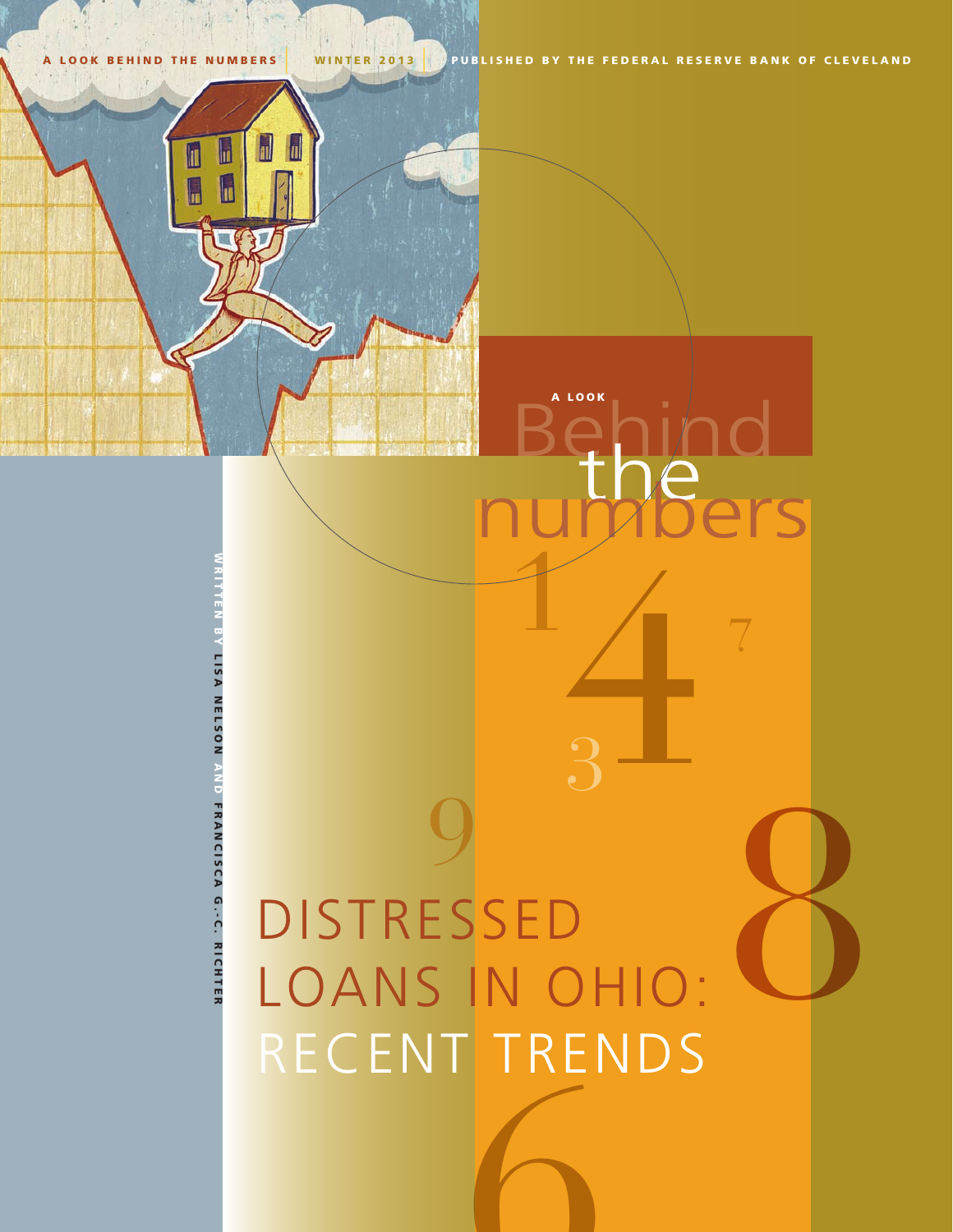A LOOK BEHIND THE NUMBERS | WINTER 2013 | PUBLISHED BY THE FEDERAL RESERVE BANK OF CLEVELAND

A LOOK

# Behind the numbers

# DISTRESSED LOANS IN OHIO: RECENT TRENDS

WRITTEN BY LISA NELSON AND FRANCISCA G.-C. RICHTER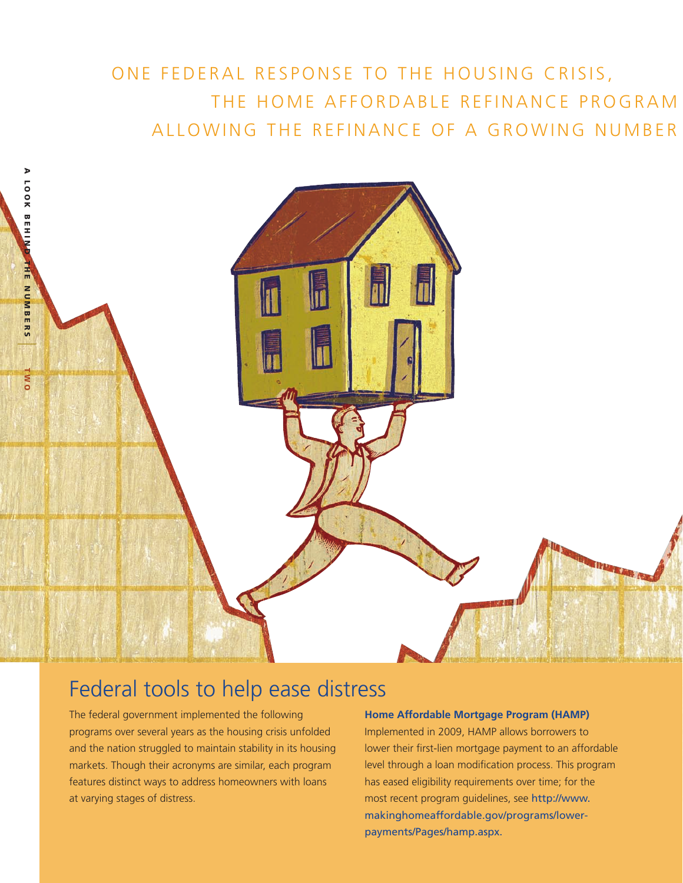ONE FEDERAL RESPONSE TO THE HOUSING CRISIS, THE HOME AFFORDABLE REFINANCE PROGRAM ALLOWING THE REFINANCE OF A GROWING NUMBER

## Federal tools to help ease distress

The federal government implemented the following programs over several years as the housing crisis unfolded and the nation struggled to maintain stability in its housing markets. Though their acronyms are similar, each program features distinct ways to address homeowners with loans at varying stages of distress.

**Home Affordable Mortgage Program (HAMP)**

Implemented in 2009, HAMP allows borrowers to lower their first-lien mortgage payment to an affordable level through a loan modification process. This program has eased eligibility requirements over time; for the most recent program guidelines, see http://www.makinghomeaffordable.gov/programs/lower-payments/Pages/hamp.aspx.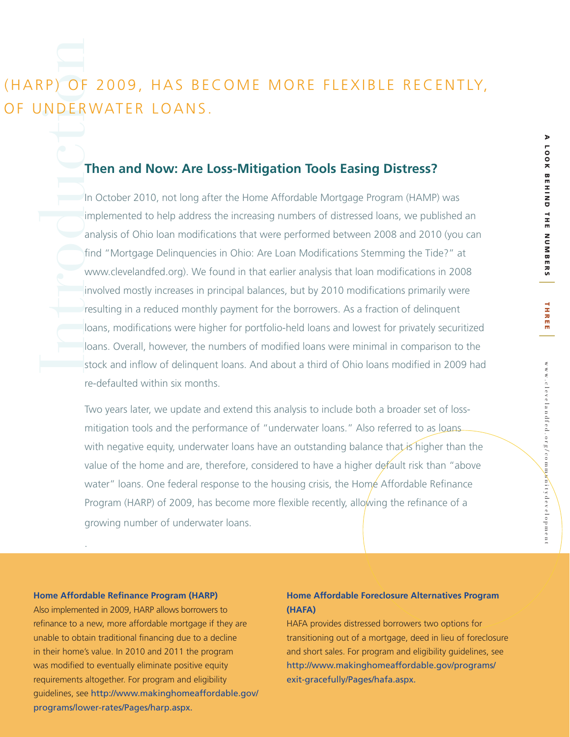(HARP) OF 2009, HAS BECOME MORE FLEXIBLE RECENTLY, OF UNDERWATER LOANS.

# Introduction

## Then and Now: Are Loss-Mitigation Tools Easing Distress?

In October 2010, not long after the Home Affordable Mortgage Program (HAMP) was implemented to help address the increasing numbers of distressed loans, we published an analysis of Ohio loan modifications that were performed between 2008 and 2010 (you can find "Mortgage Delinquencies in Ohio: Are Loan Modifications Stemming the Tide?" at www.clevelandfed.org). We found in that earlier analysis that loan modifications in 2008 involved mostly increases in principal balances, but by 2010 modifications primarily were resulting in a reduced monthly payment for the borrowers. As a fraction of delinquent loans, modifications were higher for portfolio-held loans and lowest for privately securitized loans. Overall, however, the numbers of modified loans were minimal in comparison to the stock and inflow of delinquent loans. And about a third of Ohio loans modified in 2009 had re-defaulted within six months.

Two years later, we update and extend this analysis to include both a broader set of loss-mitigation tools and the performance of "underwater loans." Also referred to as loans with negative equity, underwater loans have an outstanding balance that is higher than the value of the home and are, therefore, considered to have a higher default risk than "above water" loans. One federal response to the housing crisis, the Home Affordable Refinance Program (HARP) of 2009, has become more flexible recently, allowing the refinance of a growing number of underwater loans.

**Home Affordable Refinance Program (HARP)**

Also implemented in 2009, HARP allows borrowers to refinance to a new, more affordable mortgage if they are unable to obtain traditional financing due to a decline in their home's value. In 2010 and 2011 the program was modified to eventually eliminate positive equity requirements altogether. For program and eligibility guidelines, see http://www.makinghomeaffordable.gov/programs/lower-rates/Pages/harp.aspx.

**Home Affordable Foreclosure Alternatives Program (HAFA)**

HAFA provides distressed borrowers two options for transitioning out of a mortgage, deed in lieu of foreclosure and short sales. For program and eligibility guidelines, see http://www.makinghomeaffordable.gov/programs/exit-gracefully/Pages/hafa.aspx.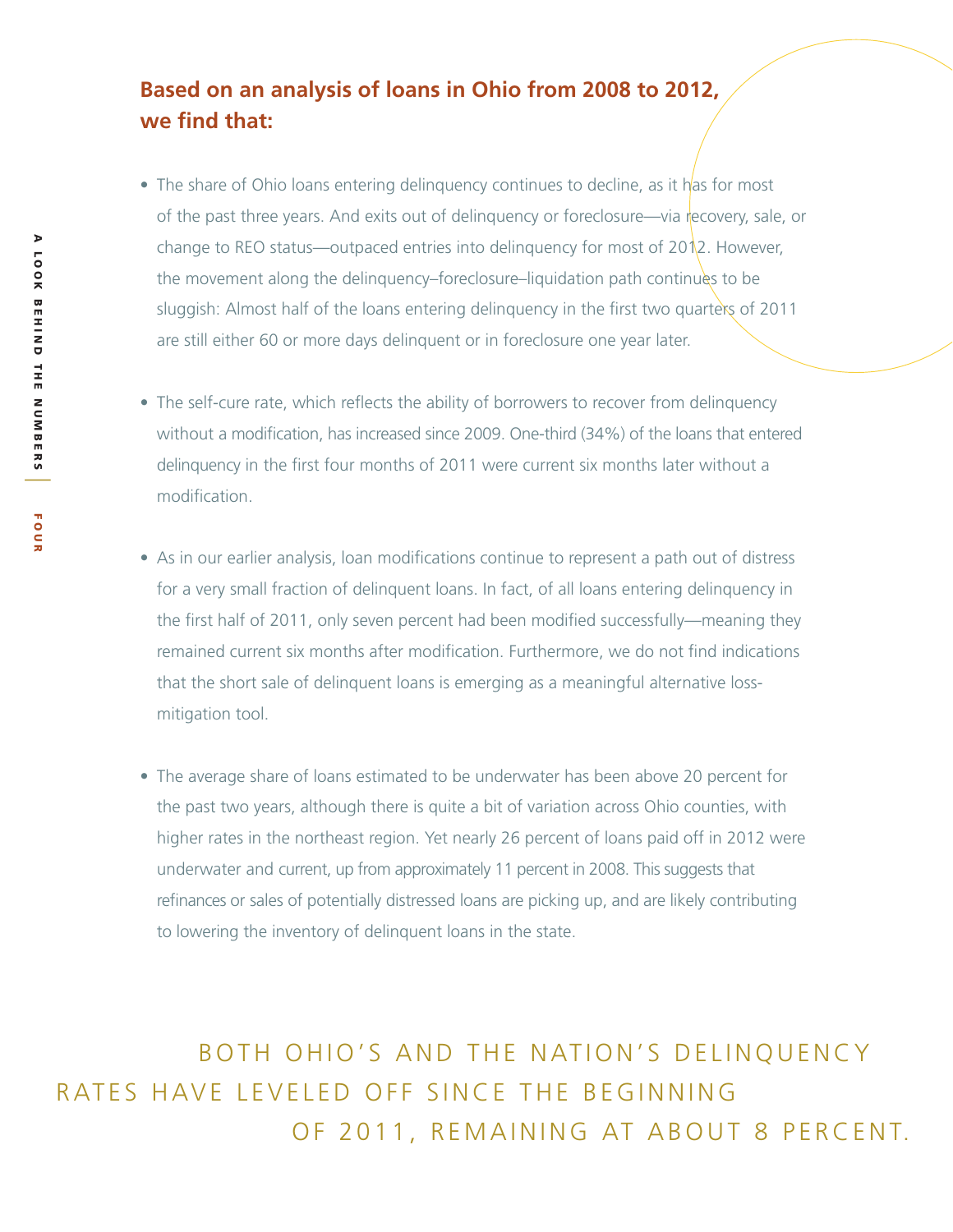## Based on an analysis of loans in Ohio from 2008 to 2012, we find that:

- The share of Ohio loans entering delinquency continues to decline, as it has for most of the past three years. And exits out of delinquency or foreclosure—via recovery, sale, or change to REO status—outpaced entries into delinquency for most of 2012. However, the movement along the delinquency–foreclosure–liquidation path continues to be sluggish: Almost half of the loans entering delinquency in the first two quarters of 2011 are still either 60 or more days delinquent or in foreclosure one year later.

- The self-cure rate, which reflects the ability of borrowers to recover from delinquency without a modification, has increased since 2009. One-third (34%) of the loans that entered delinquency in the first four months of 2011 were current six months later without a modification.

- As in our earlier analysis, loan modifications continue to represent a path out of distress for a very small fraction of delinquent loans. In fact, of all loans entering delinquency in the first half of 2011, only seven percent had been modified successfully—meaning they remained current six months after modification. Furthermore, we do not find indications that the short sale of delinquent loans is emerging as a meaningful alternative loss-mitigation tool.

- The average share of loans estimated to be underwater has been above 20 percent for the past two years, although there is quite a bit of variation across Ohio counties, with higher rates in the northeast region. Yet nearly 26 percent of loans paid off in 2012 were underwater and current, up from approximately 11 percent in 2008. This suggests that refinances or sales of potentially distressed loans are picking up, and are likely contributing to lowering the inventory of delinquent loans in the state.

BOTH OHIO'S AND THE NATION'S DELINQUENCY RATES HAVE LEVELED OFF SINCE THE BEGINNING OF 2011, REMAINING AT ABOUT 8 PERCENT.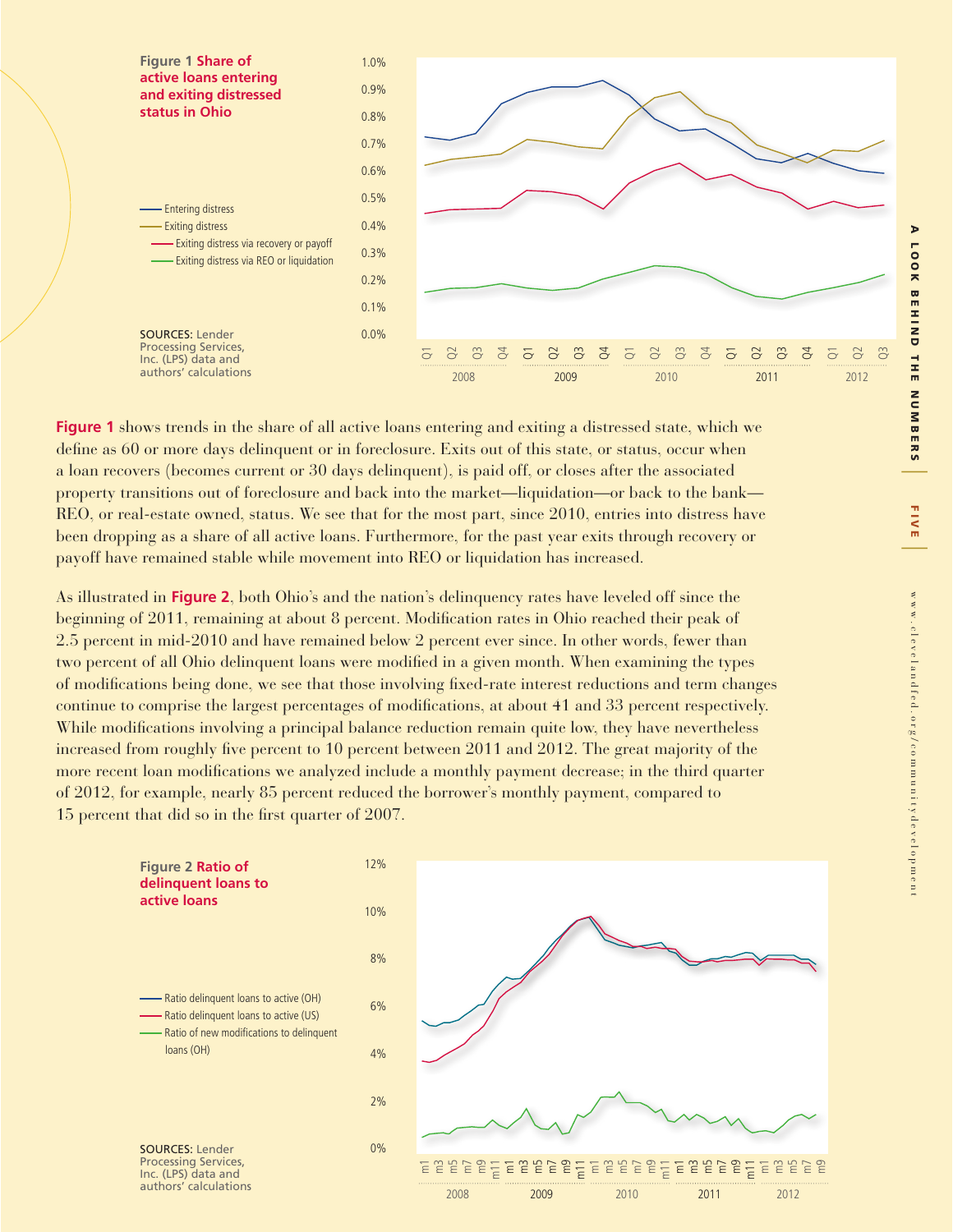**Figure 1 Share of active loans entering and exiting distressed status in Ohio**

SOURCES: Lender Processing Services, Inc. (LPS) data and authors' calculations

**Figure 1** shows trends in the share of all active loans entering and exiting a distressed state, which we define as 60 or more days delinquent or in foreclosure. Exits out of this state, or status, occur when a loan recovers (becomes current or 30 days delinquent), is paid off, or closes after the associated property transitions out of foreclosure and back into the market—liquidation—or back to the bank—REO, or real-estate owned, status. We see that for the most part, since 2010, entries into distress have been dropping as a share of all active loans. Furthermore, for the past year exits through recovery or payoff have remained stable while movement into REO or liquidation has increased.

As illustrated in **Figure 2**, both Ohio's and the nation's delinquency rates have leveled off since the beginning of 2011, remaining at about 8 percent. Modification rates in Ohio reached their peak of 2.5 percent in mid-2010 and have remained below 2 percent ever since. In other words, fewer than two percent of all Ohio delinquent loans were modified in a given month. When examining the types of modifications being done, we see that those involving fixed-rate interest reductions and term changes continue to comprise the largest percentages of modifications, at about 41 and 33 percent respectively. While modifications involving a principal balance reduction remain quite low, they have nevertheless increased from roughly five percent to 10 percent between 2011 and 2012. The great majority of the more recent loan modifications we analyzed include a monthly payment decrease; in the third quarter of 2012, for example, nearly 85 percent reduced the borrower's monthly payment, compared to 15 percent that did so in the first quarter of 2007.

**Figure 2 Ratio of delinquent loans to active loans**

SOURCES: Lender Processing Services, Inc. (LPS) data and authors' calculations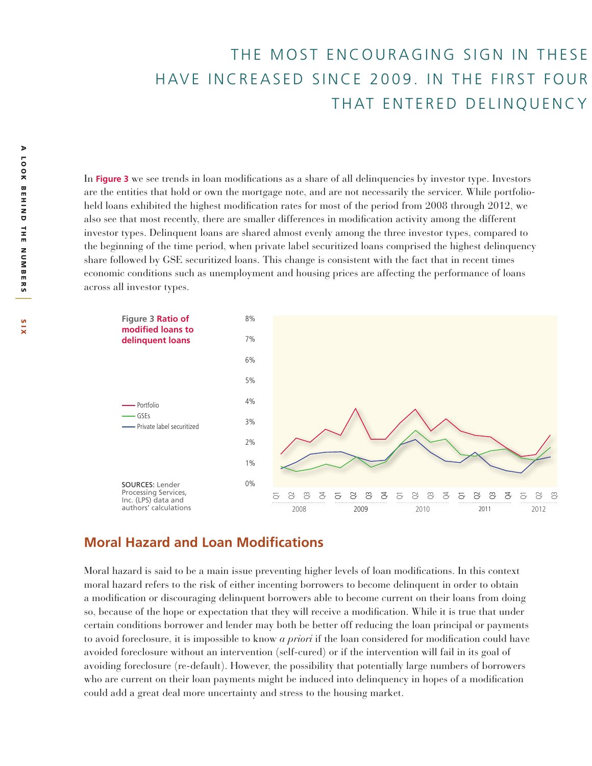THE MOST ENCOURAGING SIGN IN THESE HAVE INCREASED SINCE 2009. IN THE FIRST FOUR THAT ENTERED DELINQUENCY

In **Figure 3** we see trends in loan modifications as a share of all delinquencies by investor type. Investors are the entities that hold or own the mortgage note, and are not necessarily the servicer. While portfolio-held loans exhibited the highest modification rates for most of the period from 2008 through 2012, we also see that most recently, there are smaller differences in modification activity among the different investor types. Delinquent loans are shared almost evenly among the three investor types, compared to the beginning of the time period, when private label securitized loans comprised the highest delinquency share followed by GSE securitized loans. This change is consistent with the fact that in recent times economic conditions such as unemployment and housing prices are affecting the performance of loans across all investor types.

**Figure 3 Ratio of modified loans to delinquent loans**

SOURCES: Lender Processing Services, Inc. (LPS) data and authors' calculations

## Moral Hazard and Loan Modifications

Moral hazard is said to be a main issue preventing higher levels of loan modifications. In this context moral hazard refers to the risk of either incenting borrowers to become delinquent in order to obtain a modification or discouraging delinquent borrowers able to become current on their loans from doing so, because of the hope or expectation that they will receive a modification. While it is true that under certain conditions borrower and lender may both be better off reducing the loan principal or payments to avoid foreclosure, it is impossible to know *a priori* if the loan considered for modification could have avoided foreclosure without an intervention (self-cured) or if the intervention will fail in its goal of avoiding foreclosure (re-default). However, the possibility that potentially large numbers of borrowers who are current on their loan payments might be induced into delinquency in hopes of a modification could add a great deal more uncertainty and stress to the housing market.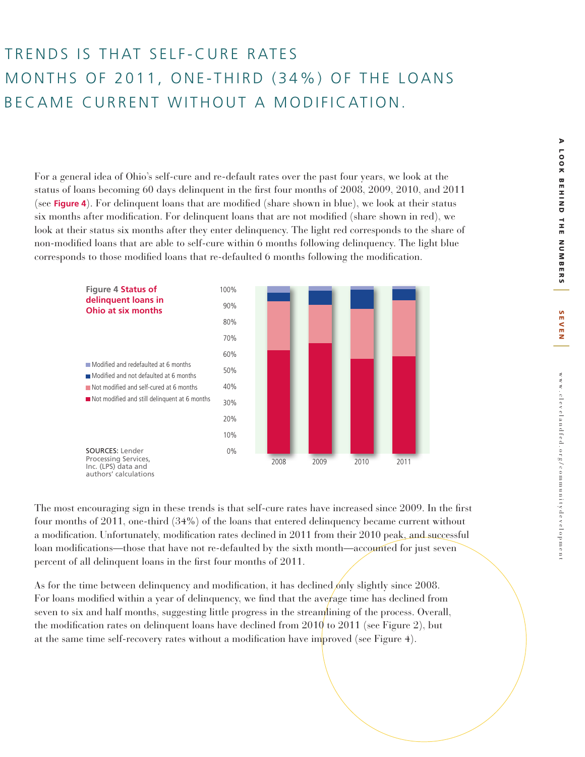TRENDS IS THAT SELF-CURE RATES MONTHS OF 2011, ONE-THIRD (34%) OF THE LOANS BECAME CURRENT WITHOUT A MODIFICATION.

For a general idea of Ohio's self-cure and re-default rates over the past four years, we look at the status of loans becoming 60 days delinquent in the first four months of 2008, 2009, 2010, and 2011 (see **Figure 4**). For delinquent loans that are modified (share shown in blue), we look at their status six months after modification. For delinquent loans that are not modified (share shown in red), we look at their status six months after they enter delinquency. The light red corresponds to the share of non-modified loans that are able to self-cure within 6 months following delinquency. The light blue corresponds to those modified loans that re-defaulted 6 months following the modification.

**Figure 4 Status of delinquent loans in Ohio at six months**

- Modified and redefaulted at 6 months
- Modified and not defaulted at 6 months
- Not modified and self-cured at 6 months
- Not modified and still delinquent at 6 months

SOURCES: Lender Processing Services, Inc. (LPS) data and authors' calculations

The most encouraging sign in these trends is that self-cure rates have increased since 2009. In the first four months of 2011, one-third (34%) of the loans that entered delinquency became current without a modification. Unfortunately, modification rates declined in 2011 from their 2010 peak, and successful loan modifications—those that have not re-defaulted by the sixth month—accounted for just seven percent of all delinquent loans in the first four months of 2011.

As for the time between delinquency and modification, it has declined only slightly since 2008. For loans modified within a year of delinquency, we find that the average time has declined from seven to six and half months, suggesting little progress in the streamlining of the process. Overall, the modification rates on delinquent loans have declined from 2010 to 2011 (see Figure 2), but at the same time self-recovery rates without a modification have improved (see Figure 4).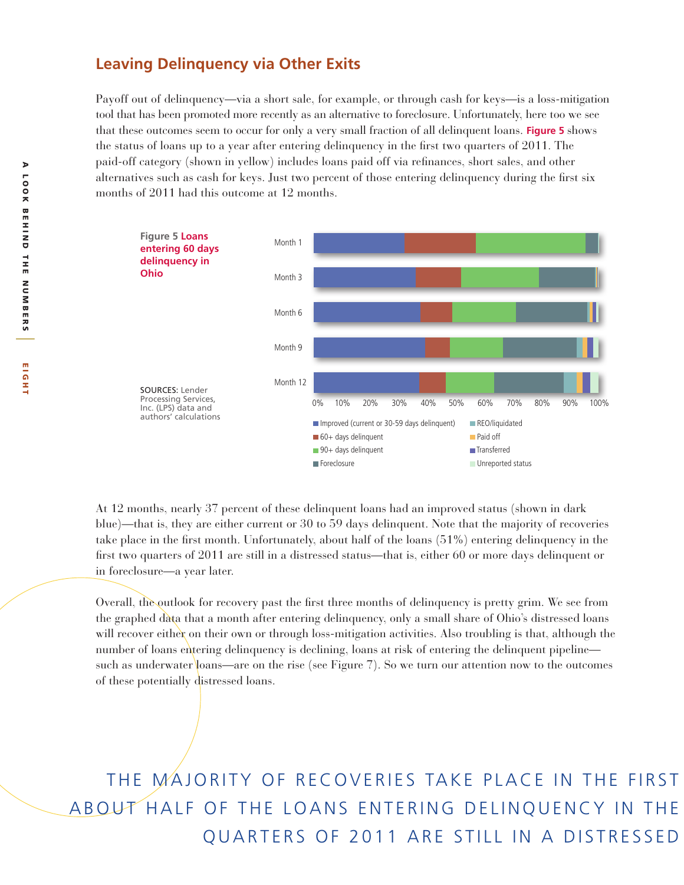## Leaving Delinquency via Other Exits

Payoff out of delinquency—via a short sale, for example, or through cash for keys—is a loss-mitigation tool that has been promoted more recently as an alternative to foreclosure. Unfortunately, here too we see that these outcomes seem to occur for only a very small fraction of all delinquent loans. **Figure 5** shows the status of loans up to a year after entering delinquency in the first two quarters of 2011. The paid-off category (shown in yellow) includes loans paid off via refinances, short sales, and other alternatives such as cash for keys. Just two percent of those entering delinquency during the first six months of 2011 had this outcome at 12 months.

**Figure 5 Loans entering 60 days delinquency in Ohio**

SOURCES: Lender Processing Services, Inc. (LPS) data and authors' calculations

At 12 months, nearly 37 percent of these delinquent loans had an improved status (shown in dark blue)—that is, they are either current or 30 to 59 days delinquent. Note that the majority of recoveries take place in the first month. Unfortunately, about half of the loans (51%) entering delinquency in the first two quarters of 2011 are still in a distressed status—that is, either 60 or more days delinquent or in foreclosure—a year later.

Overall, the outlook for recovery past the first three months of delinquency is pretty grim. We see from the graphed data that a month after entering delinquency, only a small share of Ohio's distressed loans will recover either on their own or through loss-mitigation activities. Also troubling is that, although the number of loans entering delinquency is declining, loans at risk of entering the delinquent pipeline—such as underwater loans—are on the rise (see Figure 7). So we turn our attention now to the outcomes of these potentially distressed loans.

THE MAJORITY OF RECOVERIES TAKE PLACE IN THE FIRST ABOUT HALF OF THE LOANS ENTERING DELINQUENCY IN THE QUARTERS OF 2011 ARE STILL IN A DISTRESSED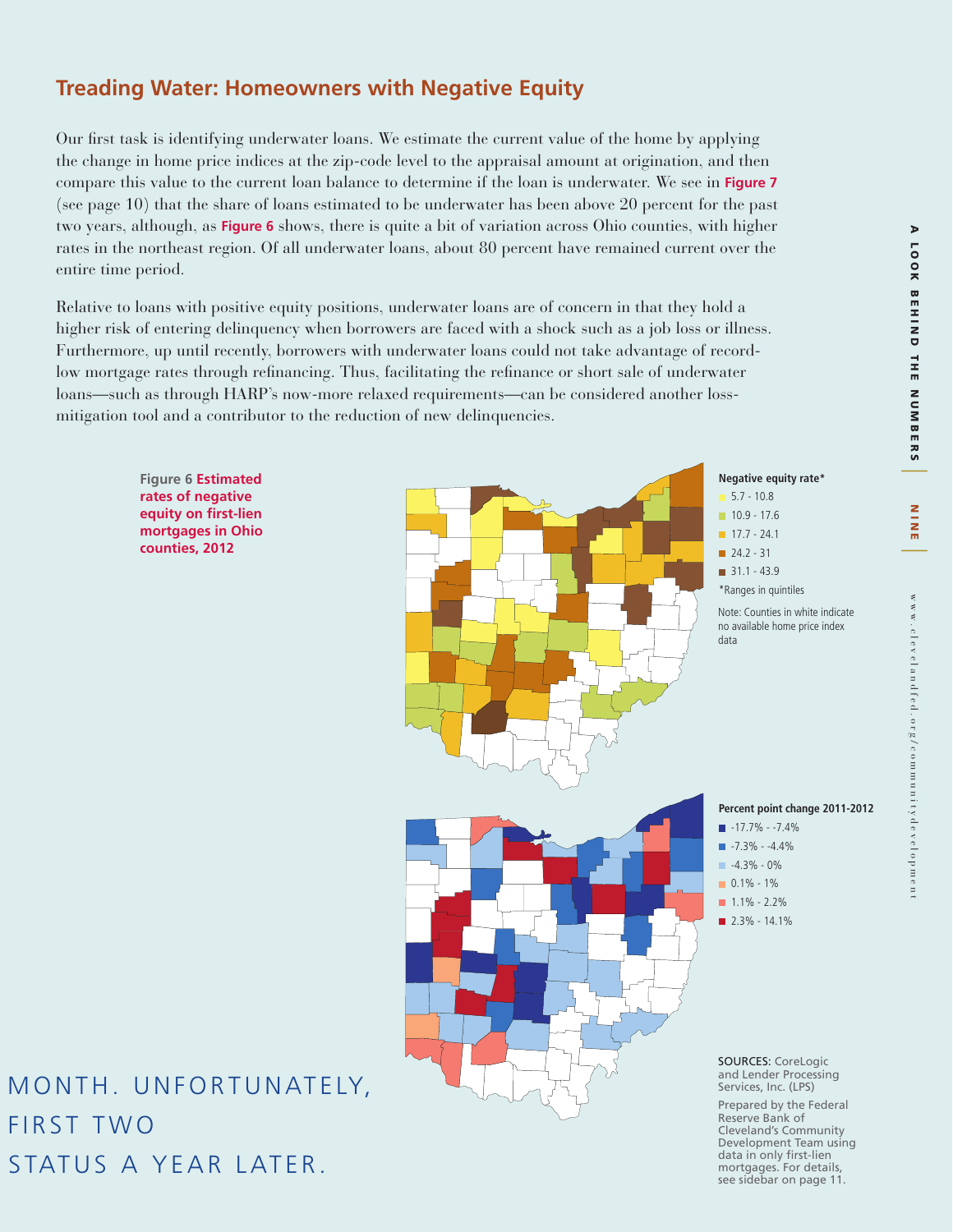## Treading Water: Homeowners with Negative Equity

Our first task is identifying underwater loans. We estimate the current value of the home by applying the change in home price indices at the zip-code level to the appraisal amount at origination, and then compare this value to the current loan balance to determine if the loan is underwater. We see in **Figure 7** (see page 10) that the share of loans estimated to be underwater has been above 20 percent for the past two years, although, as **Figure 6** shows, there is quite a bit of variation across Ohio counties, with higher rates in the northeast region. Of all underwater loans, about 80 percent have remained current over the entire time period.

Relative to loans with positive equity positions, underwater loans are of concern in that they hold a higher risk of entering delinquency when borrowers are faced with a shock such as a job loss or illness. Furthermore, up until recently, borrowers with underwater loans could not take advantage of record-low mortgage rates through refinancing. Thus, facilitating the refinance or short sale of underwater loans—such as through HARP's now-more relaxed requirements—can be considered another loss-mitigation tool and a contributor to the reduction of new delinquencies.

**Figure 6 Estimated rates of negative equity on first-lien mortgages in Ohio counties, 2012**

**Negative equity rate***
- 5.7 - 10.8
- 10.9 - 17.6
- 17.7 - 24.1
- 24.2 - 31
- 31.1 - 43.9

*Ranges in quintiles

Note: Counties in white indicate no available home price index data

**Percent point change 2011-2012**
- -17.7% - -7.4%
- -7.3% - -4.4%
- -4.3% - 0%
- 0.1% - 1%
- 1.1% - 2.2%
- 2.3% - 14.1%

SOURCES: CoreLogic and Lender Processing Services, Inc. (LPS)

Prepared by the Federal Reserve Bank of Cleveland's Community Development Team using data in only first-lien mortgages. For details, see sidebar on page 11.

MONTH. UNFORTUNATELY,
FIRST TWO
STATUS A YEAR LATER.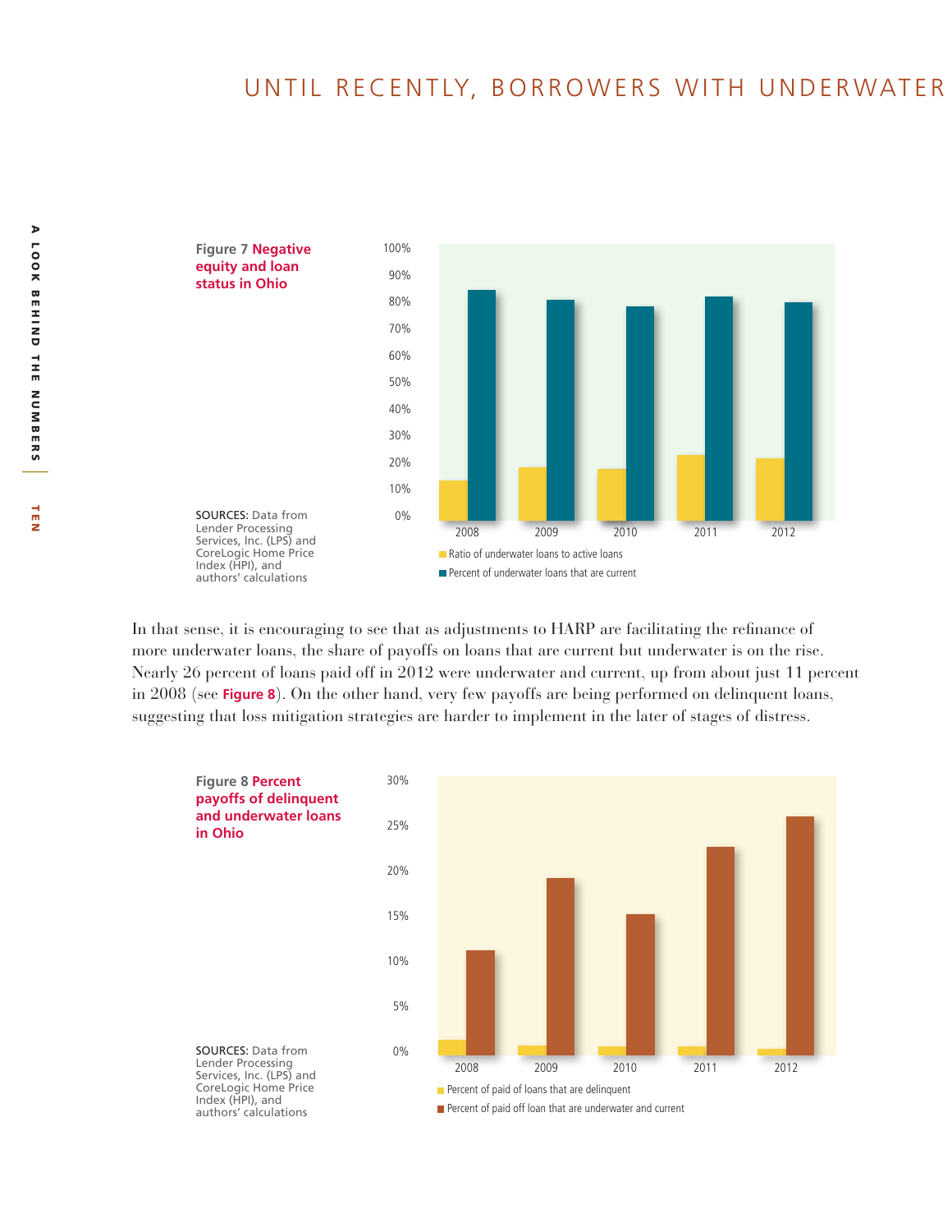UNTIL RECENTLY, BORROWERS WITH UNDERWATER

**Figure 7 Negative equity and loan status in Ohio**

SOURCES: Data from Lender Processing Services, Inc. (LPS) and CoreLogic Home Price Index (HPI), and authors' calculations

In that sense, it is encouraging to see that as adjustments to HARP are facilitating the refinance of more underwater loans, the share of payoffs on loans that are current but underwater is on the rise. Nearly 26 percent of loans paid off in 2012 were underwater and current, up from about just 11 percent in 2008 (see **Figure 8**). On the other hand, very few payoffs are being performed on delinquent loans, suggesting that loss mitigation strategies are harder to implement in the later of stages of distress.

**Figure 8 Percent payoffs of delinquent and underwater loans in Ohio**

SOURCES: Data from Lender Processing Services, Inc. (LPS) and CoreLogic Home Price Index (HPI), and authors' calculations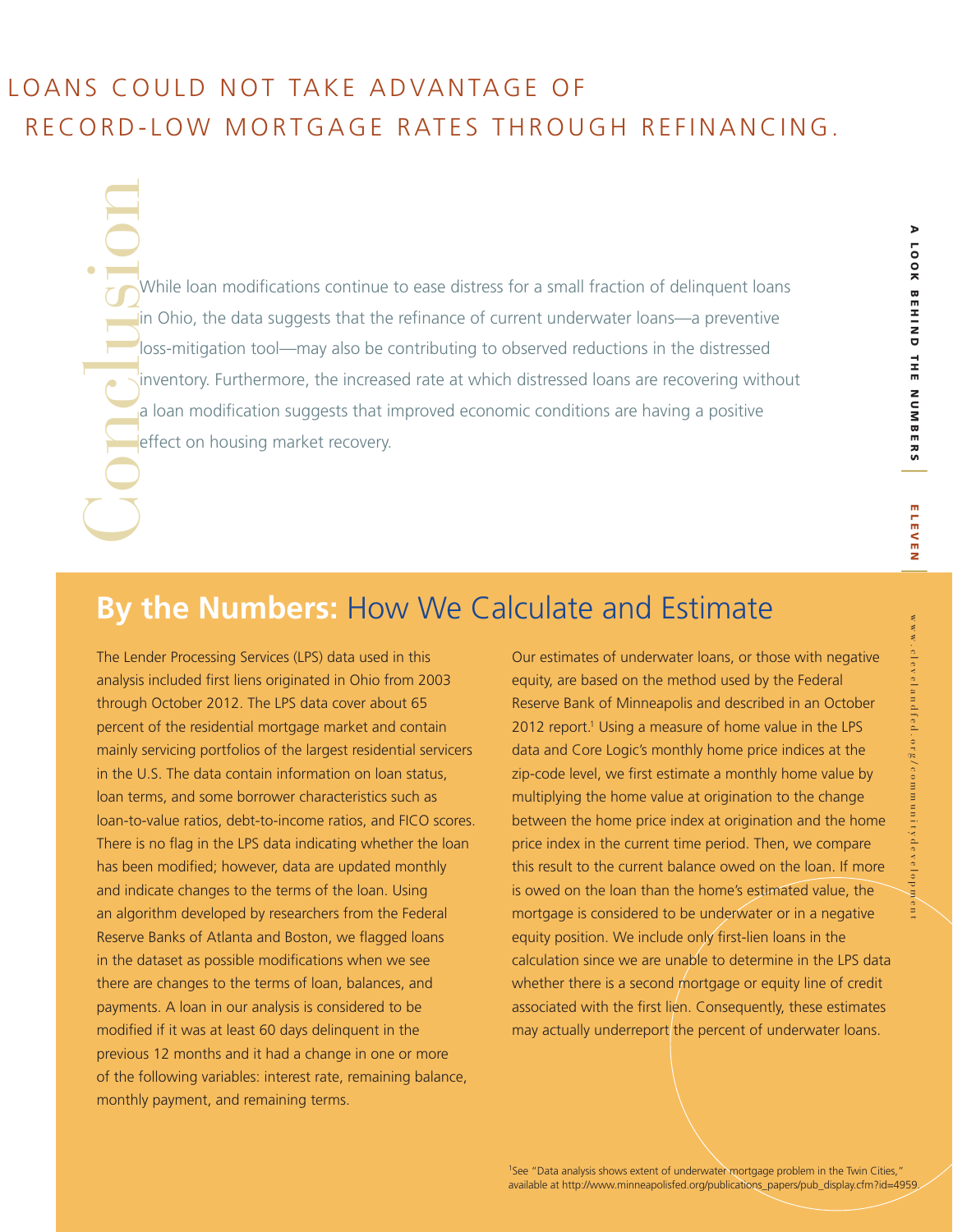LOANS COULD NOT TAKE ADVANTAGE OF RECORD-LOW MORTGAGE RATES THROUGH REFINANCING.

## Conclusion

While loan modifications continue to ease distress for a small fraction of delinquent loans in Ohio, the data suggests that the refinance of current underwater loans—a preventive loss-mitigation tool—may also be contributing to observed reductions in the distressed inventory. Furthermore, the increased rate at which distressed loans are recovering without a loan modification suggests that improved economic conditions are having a positive effect on housing market recovery.

## **By the Numbers:** How We Calculate and Estimate

The Lender Processing Services (LPS) data used in this analysis included first liens originated in Ohio from 2003 through October 2012. The LPS data cover about 65 percent of the residential mortgage market and contain mainly servicing portfolios of the largest residential servicers in the U.S. The data contain information on loan status, loan terms, and some borrower characteristics such as loan-to-value ratios, debt-to-income ratios, and FICO scores. There is no flag in the LPS data indicating whether the loan has been modified; however, data are updated monthly and indicate changes to the terms of the loan. Using an algorithm developed by researchers from the Federal Reserve Banks of Atlanta and Boston, we flagged loans in the dataset as possible modifications when we see there are changes to the terms of loan, balances, and payments. A loan in our analysis is considered to be modified if it was at least 60 days delinquent in the previous 12 months and it had a change in one or more of the following variables: interest rate, remaining balance, monthly payment, and remaining terms.

Our estimates of underwater loans, or those with negative equity, are based on the method used by the Federal Reserve Bank of Minneapolis and described in an October 2012 report.[1] Using a measure of home value in the LPS data and Core Logic's monthly home price indices at the zip-code level, we first estimate a monthly home value by multiplying the home value at origination to the change between the home price index at origination and the home price index in the current time period. Then, we compare this result to the current balance owed on the loan. If more is owed on the loan than the home's estimated value, the mortgage is considered to be underwater or in a negative equity position. We include only first-lien loans in the calculation since we are unable to determine in the LPS data whether there is a second mortgage or equity line of credit associated with the first lien. Consequently, these estimates may actually underreport the percent of underwater loans.

[1] See "Data analysis shows extent of underwater mortgage problem in the Twin Cities," available at http://www.minneapolisfed.org/publications_papers/pub_display.cfm?id=4959.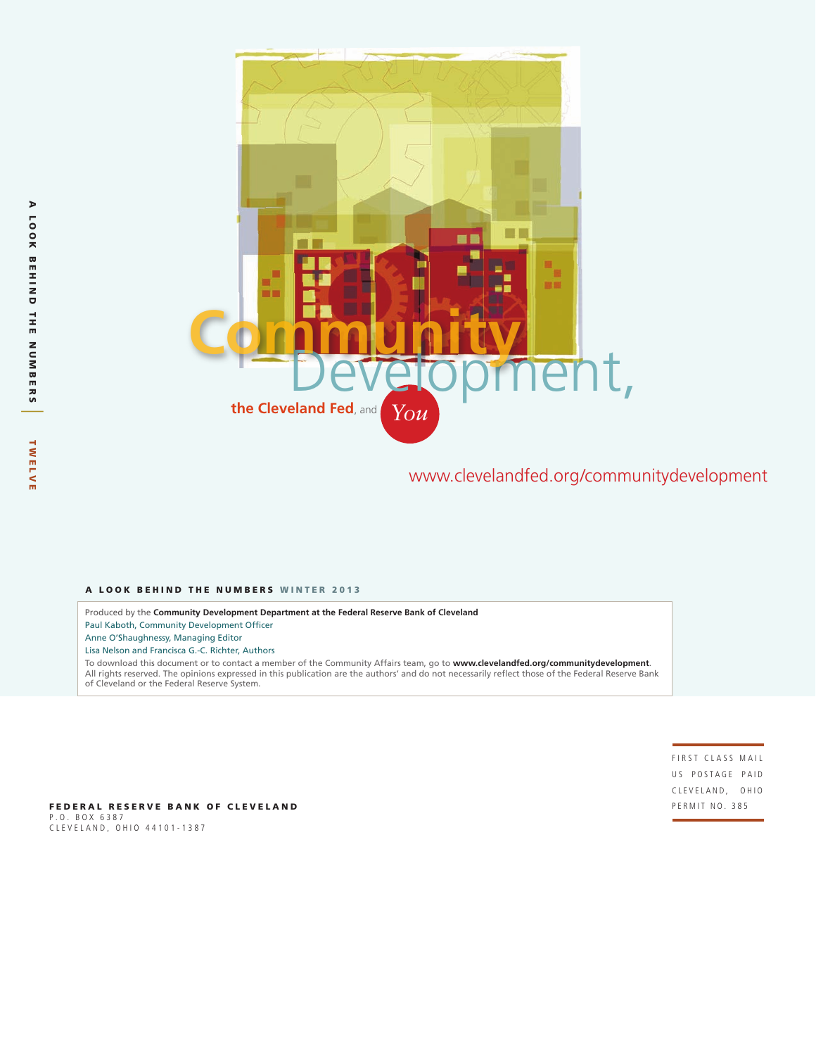# Community Development,

**the Cleveland Fed**, and *You*

www.clevelandfed.org/communitydevelopment

**A LOOK BEHIND THE NUMBERS** WINTER 2013

Produced by the **Community Development Department at the Federal Reserve Bank of Cleveland**
Paul Kaboth, Community Development Officer
Anne O'Shaughnessy, Managing Editor
Lisa Nelson and Francisca G.-C. Richter, Authors

To download this document or to contact a member of the Community Affairs team, go to **www.clevelandfed.org/communitydevelopment**. All rights reserved. The opinions expressed in this publication are the authors' and do not necessarily reflect those of the Federal Reserve Bank of Cleveland or the Federal Reserve System.

**FEDERAL RESERVE BANK OF CLEVELAND**
P.O. BOX 6387
CLEVELAND, OHIO 44101-1387

FIRST CLASS MAIL
US POSTAGE PAID
CLEVELAND, OHIO
PERMIT NO. 385